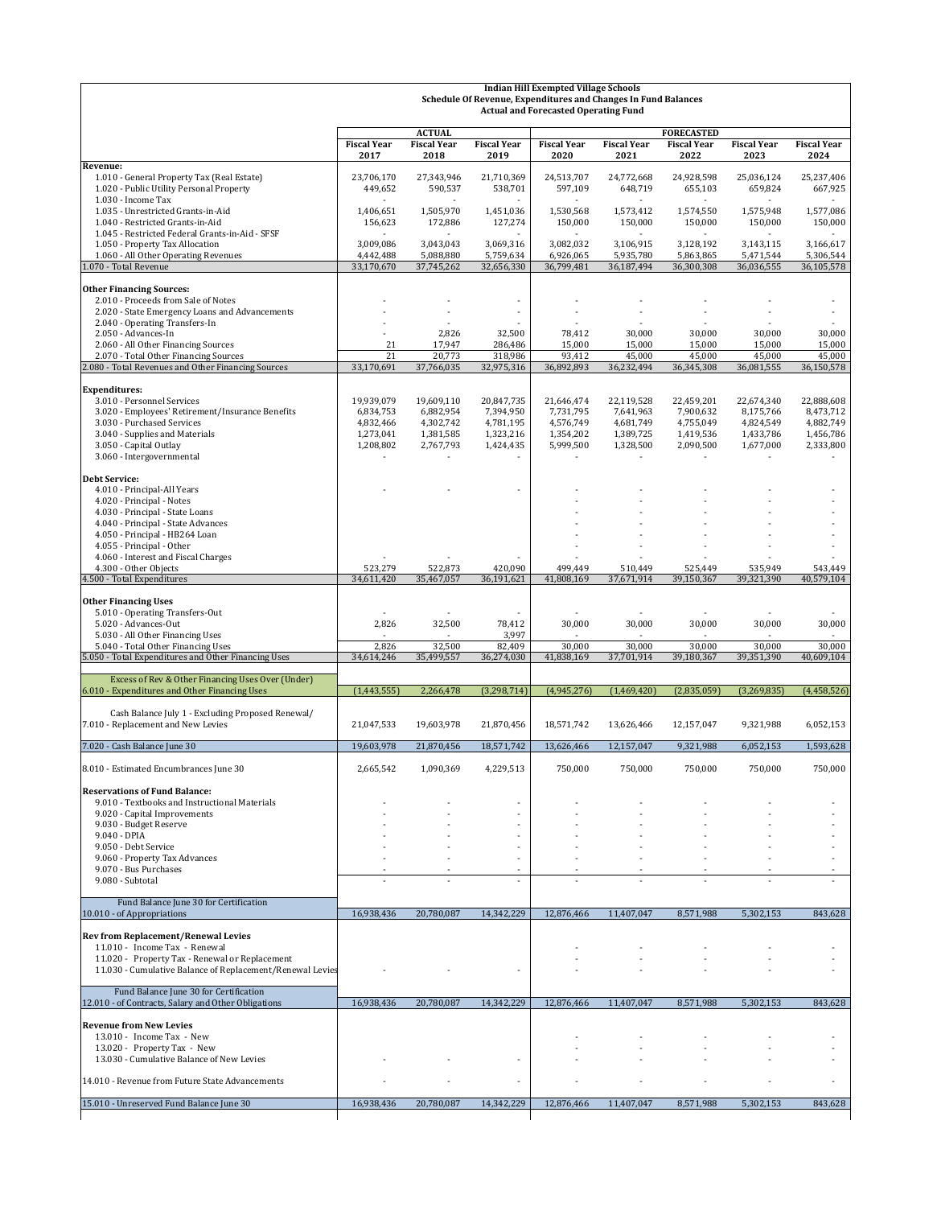**Indian Hill Exempted Village Schools**
**Schedule Of Revenue, Expenditures and Changes In Fund Balances**
**Actual and Forecasted Operating Fund**

| | ACTUAL | | | FORECASTED | | | | |
|---|---|---|---|---|---|---|---|---|
| | Fiscal Year 2017 | Fiscal Year 2018 | Fiscal Year 2019 | Fiscal Year 2020 | Fiscal Year 2021 | Fiscal Year 2022 | Fiscal Year 2023 | Fiscal Year 2024 |
| **Revenue:** | | | | | | | | |
| 1.010 - General Property Tax (Real Estate) | 23,706,170 | 27,343,946 | 21,710,369 | 24,513,707 | 24,772,668 | 24,928,598 | 25,036,124 | 25,237,406 |
| 1.020 - Public Utility Personal Property | 449,652 | 590,537 | 538,701 | 597,109 | 648,719 | 655,103 | 659,824 | 667,925 |
| 1.030 - Income Tax | - | - | - | - | - | - | - | - |
| 1.035 - Unrestricted Grants-in-Aid | 1,406,651 | 1,505,970 | 1,451,036 | 1,530,568 | 1,573,412 | 1,574,550 | 1,575,948 | 1,577,086 |
| 1.040 - Restricted Grants-in-Aid | 156,623 | 172,886 | 127,274 | 150,000 | 150,000 | 150,000 | 150,000 | 150,000 |
| 1.045 - Restricted Federal Grants-in-Aid - SFSF | - | - | - | - | - | - | - | - |
| 1.050 - Property Tax Allocation | 3,009,086 | 3,043,043 | 3,069,316 | 3,082,032 | 3,106,915 | 3,128,192 | 3,143,115 | 3,166,617 |
| 1.060 - All Other Operating Revenues | 4,442,488 | 5,088,880 | 5,759,634 | 6,926,065 | 5,935,780 | 5,863,865 | 5,471,544 | 5,306,544 |
| 1.070 - Total Revenue | 33,170,670 | 37,745,262 | 32,656,330 | 36,799,481 | 36,187,494 | 36,300,308 | 36,036,555 | 36,105,578 |
| **Other Financing Sources:** | | | | | | | | |
| 2.010 - Proceeds from Sale of Notes | - | - | - | - | - | - | - | - |
| 2.020 - State Emergency Loans and Advancements | - | - | - | - | - | - | - | - |
| 2.040 - Operating Transfers-In | - | - | - | - | - | - | - | - |
| 2.050 - Advances-In | - | 2,826 | 32,500 | 78,412 | 30,000 | 30,000 | 30,000 | 30,000 |
| 2.060 - All Other Financing Sources | 21 | 17,947 | 286,486 | 15,000 | 15,000 | 15,000 | 15,000 | 15,000 |
| 2.070 - Total Other Financing Sources | 21 | 20,773 | 318,986 | 93,412 | 45,000 | 45,000 | 45,000 | 45,000 |
| 2.080 - Total Revenues and Other Financing Sources | 33,170,691 | 37,766,035 | 32,975,316 | 36,892,893 | 36,232,494 | 36,345,308 | 36,081,555 | 36,150,578 |
| **Expenditures:** | | | | | | | | |
| 3.010 - Personnel Services | 19,939,079 | 19,609,110 | 20,847,735 | 21,646,474 | 22,119,528 | 22,459,201 | 22,674,340 | 22,888,608 |
| 3.020 - Employees' Retirement/Insurance Benefits | 6,834,753 | 6,882,954 | 7,394,950 | 7,731,795 | 7,641,963 | 7,900,632 | 8,175,766 | 8,473,712 |
| 3.030 - Purchased Services | 4,832,466 | 4,302,742 | 4,781,195 | 4,576,749 | 4,681,749 | 4,755,049 | 4,824,549 | 4,882,749 |
| 3.040 - Supplies and Materials | 1,273,041 | 1,381,585 | 1,323,216 | 1,354,202 | 1,389,725 | 1,419,536 | 1,433,786 | 1,456,786 |
| 3.050 - Capital Outlay | 1,208,802 | 2,767,793 | 1,424,435 | 5,999,500 | 1,328,500 | 2,090,500 | 1,677,000 | 2,333,800 |
| 3.060 - Intergovernmental | - | - | - | - | - | - | - | - |
| **Debt Service:** | | | | | | | | |
| 4.010 - Principal-All Years | - | - | - | - | - | - | - | - |
| 4.020 - Principal - Notes | | | | - | - | - | - | - |
| 4.030 - Principal - State Loans | | | | - | - | - | - | - |
| 4.040 - Principal - State Advances | | | | - | - | - | - | - |
| 4.050 - Principal - HB264 Loan | | | | - | - | - | - | - |
| 4.055 - Principal - Other | | | | - | - | - | - | - |
| 4.060 - Interest and Fiscal Charges | - | - | - | - | - | - | - | - |
| 4.300 - Other Objects | 523,279 | 522,873 | 420,090 | 499,449 | 510,449 | 525,449 | 535,949 | 543,449 |
| 4.500 - Total Expenditures | 34,611,420 | 35,467,057 | 36,191,621 | 41,808,169 | 37,671,914 | 39,150,367 | 39,321,390 | 40,579,104 |
| **Other Financing Uses** | | | | | | | | |
| 5.010 - Operating Transfers-Out | - | - | - | - | - | - | - | - |
| 5.020 - Advances-Out | 2,826 | 32,500 | 78,412 | 30,000 | 30,000 | 30,000 | 30,000 | 30,000 |
| 5.030 - All Other Financing Uses | - | - | 3,997 | - | - | - | - | - |
| 5.040 - Total Other Financing Uses | 2,826 | 32,500 | 82,409 | 30,000 | 30,000 | 30,000 | 30,000 | 30,000 |
| 5.050 - Total Expenditures and Other Financing Uses | 34,614,246 | 35,499,557 | 36,274,030 | 41,838,169 | 37,701,914 | 39,180,367 | 39,351,390 | 40,609,104 |
| Excess of Rev & Other Financing Uses Over (Under) 6.010 - Expenditures and Other Financing Uses | (1,443,555) | 2,266,478 | (3,298,714) | (4,945,276) | (1,469,420) | (2,835,059) | (3,269,835) | (4,458,526) |
| Cash Balance July 1 - Excluding Proposed Renewal/ 7.010 - Replacement and New Levies | 21,047,533 | 19,603,978 | 21,870,456 | 18,571,742 | 13,626,466 | 12,157,047 | 9,321,988 | 6,052,153 |
| 7.020 - Cash Balance June 30 | 19,603,978 | 21,870,456 | 18,571,742 | 13,626,466 | 12,157,047 | 9,321,988 | 6,052,153 | 1,593,628 |
| 8.010 - Estimated Encumbrances June 30 | 2,665,542 | 1,090,369 | 4,229,513 | 750,000 | 750,000 | 750,000 | 750,000 | 750,000 |
| **Reservations of Fund Balance:** | | | | | | | | |
| 9.010 - Textbooks and Instructional Materials | - | - | - | - | - | - | - | - |
| 9.020 - Capital Improvements | - | - | - | - | - | - | - | - |
| 9.030 - Budget Reserve | - | - | - | - | - | - | - | - |
| 9.040 - DPIA | - | - | - | - | - | - | - | - |
| 9.050 - Debt Service | - | - | - | - | - | - | - | - |
| 9.060 - Property Tax Advances | - | - | - | - | - | - | - | - |
| 9.070 - Bus Purchases | - | - | - | - | - | - | - | - |
| 9.080 - Subtotal | - | - | - | - | - | - | - | - |
| Fund Balance June 30 for Certification 10.010 - of Appropriations | 16,938,436 | 20,780,087 | 14,342,229 | 12,876,466 | 11,407,047 | 8,571,988 | 5,302,153 | 843,628 |
| **Rev from Replacement/Renewal Levies** | | | | | | | | |
| 11.010 - Income Tax - Renewal | | | | - | - | - | - | - |
| 11.020 - Property Tax - Renewal or Replacement | | | | - | - | - | - | - |
| 11.030 - Cumulative Balance of Replacement/Renewal Levies | - | - | - | - | - | - | - | - |
| Fund Balance June 30 for Certification 12.010 - of Contracts, Salary and Other Obligations | 16,938,436 | 20,780,087 | 14,342,229 | 12,876,466 | 11,407,047 | 8,571,988 | 5,302,153 | 843,628 |
| **Revenue from New Levies** | | | | | | | | |
| 13.010 - Income Tax - New | | | | - | - | - | - | - |
| 13.020 - Property Tax - New | | | | - | - | - | - | - |
| 13.030 - Cumulative Balance of New Levies | - | - | - | - | - | - | - | - |
| 14.010 - Revenue from Future State Advancements | - | - | - | - | - | - | - | - |
| 15.010 - Unreserved Fund Balance June 30 | 16,938,436 | 20,780,087 | 14,342,229 | 12,876,466 | 11,407,047 | 8,571,988 | 5,302,153 | 843,628 |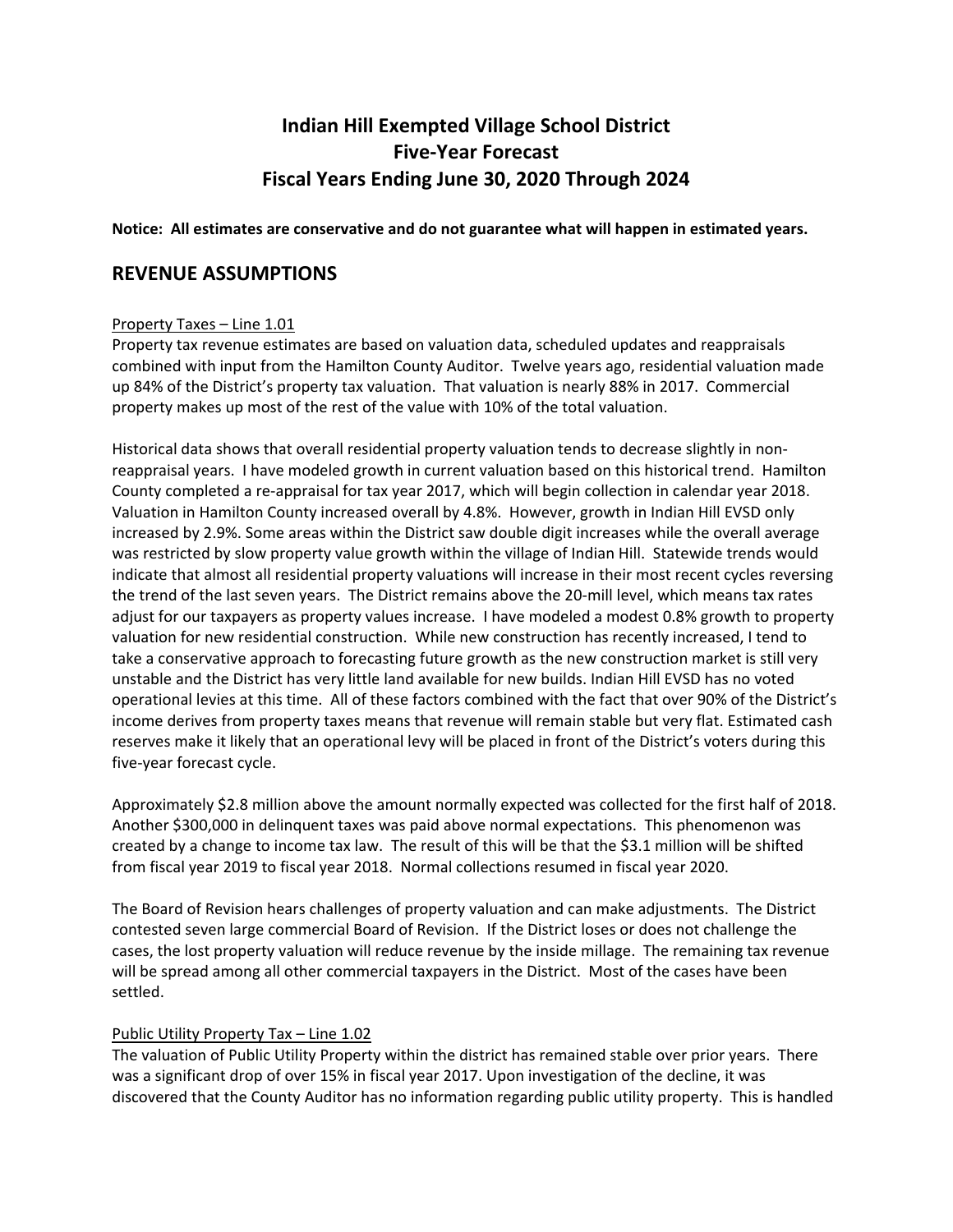# Indian Hill Exempted Village School District
# Five-Year Forecast
# Fiscal Years Ending June 30, 2020 Through 2024

**Notice: All estimates are conservative and do not guarantee what will happen in estimated years.**

## REVENUE ASSUMPTIONS

Property Taxes – Line 1.01

Property tax revenue estimates are based on valuation data, scheduled updates and reappraisals combined with input from the Hamilton County Auditor. Twelve years ago, residential valuation made up 84% of the District's property tax valuation. That valuation is nearly 88% in 2017. Commercial property makes up most of the rest of the value with 10% of the total valuation.

Historical data shows that overall residential property valuation tends to decrease slightly in non-reappraisal years. I have modeled growth in current valuation based on this historical trend. Hamilton County completed a re-appraisal for tax year 2017, which will begin collection in calendar year 2018. Valuation in Hamilton County increased overall by 4.8%. However, growth in Indian Hill EVSD only increased by 2.9%. Some areas within the District saw double digit increases while the overall average was restricted by slow property value growth within the village of Indian Hill. Statewide trends would indicate that almost all residential property valuations will increase in their most recent cycles reversing the trend of the last seven years. The District remains above the 20-mill level, which means tax rates adjust for our taxpayers as property values increase. I have modeled a modest 0.8% growth to property valuation for new residential construction. While new construction has recently increased, I tend to take a conservative approach to forecasting future growth as the new construction market is still very unstable and the District has very little land available for new builds. Indian Hill EVSD has no voted operational levies at this time. All of these factors combined with the fact that over 90% of the District's income derives from property taxes means that revenue will remain stable but very flat. Estimated cash reserves make it likely that an operational levy will be placed in front of the District's voters during this five-year forecast cycle.

Approximately $2.8 million above the amount normally expected was collected for the first half of 2018. Another $300,000 in delinquent taxes was paid above normal expectations. This phenomenon was created by a change to income tax law. The result of this will be that the $3.1 million will be shifted from fiscal year 2019 to fiscal year 2018. Normal collections resumed in fiscal year 2020.

The Board of Revision hears challenges of property valuation and can make adjustments. The District contested seven large commercial Board of Revision. If the District loses or does not challenge the cases, the lost property valuation will reduce revenue by the inside millage. The remaining tax revenue will be spread among all other commercial taxpayers in the District. Most of the cases have been settled.

Public Utility Property Tax – Line 1.02

The valuation of Public Utility Property within the district has remained stable over prior years. There was a significant drop of over 15% in fiscal year 2017. Upon investigation of the decline, it was discovered that the County Auditor has no information regarding public utility property. This is handled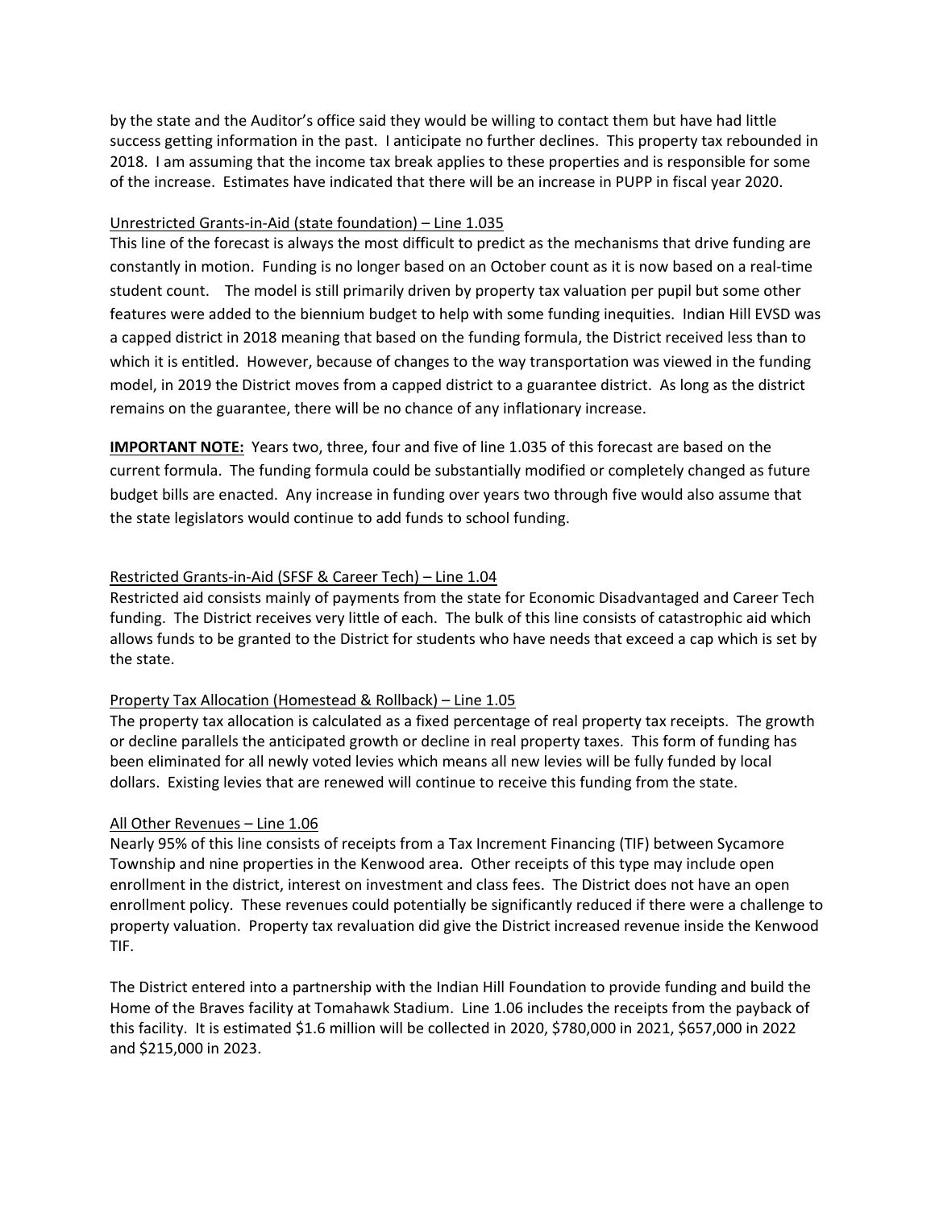by the state and the Auditor's office said they would be willing to contact them but have had little success getting information in the past. I anticipate no further declines. This property tax rebounded in 2018. I am assuming that the income tax break applies to these properties and is responsible for some of the increase. Estimates have indicated that there will be an increase in PUPP in fiscal year 2020.

<u>Unrestricted Grants-in-Aid (state foundation) – Line 1.035</u>

This line of the forecast is always the most difficult to predict as the mechanisms that drive funding are constantly in motion. Funding is no longer based on an October count as it is now based on a real-time student count. The model is still primarily driven by property tax valuation per pupil but some other features were added to the biennium budget to help with some funding inequities. Indian Hill EVSD was a capped district in 2018 meaning that based on the funding formula, the District received less than to which it is entitled. However, because of changes to the way transportation was viewed in the funding model, in 2019 the District moves from a capped district to a guarantee district. As long as the district remains on the guarantee, there will be no chance of any inflationary increase.

**<u>IMPORTANT NOTE:</u>** Years two, three, four and five of line 1.035 of this forecast are based on the current formula. The funding formula could be substantially modified or completely changed as future budget bills are enacted. Any increase in funding over years two through five would also assume that the state legislators would continue to add funds to school funding.

<u>Restricted Grants-in-Aid (SFSF & Career Tech) – Line 1.04</u>

Restricted aid consists mainly of payments from the state for Economic Disadvantaged and Career Tech funding. The District receives very little of each. The bulk of this line consists of catastrophic aid which allows funds to be granted to the District for students who have needs that exceed a cap which is set by the state.

<u>Property Tax Allocation (Homestead & Rollback) – Line 1.05</u>

The property tax allocation is calculated as a fixed percentage of real property tax receipts. The growth or decline parallels the anticipated growth or decline in real property taxes. This form of funding has been eliminated for all newly voted levies which means all new levies will be fully funded by local dollars. Existing levies that are renewed will continue to receive this funding from the state.

<u>All Other Revenues – Line 1.06</u>

Nearly 95% of this line consists of receipts from a Tax Increment Financing (TIF) between Sycamore Township and nine properties in the Kenwood area. Other receipts of this type may include open enrollment in the district, interest on investment and class fees. The District does not have an open enrollment policy. These revenues could potentially be significantly reduced if there were a challenge to property valuation. Property tax revaluation did give the District increased revenue inside the Kenwood TIF.

The District entered into a partnership with the Indian Hill Foundation to provide funding and build the Home of the Braves facility at Tomahawk Stadium. Line 1.06 includes the receipts from the payback of this facility. It is estimated $1.6 million will be collected in 2020, $780,000 in 2021, $657,000 in 2022 and $215,000 in 2023.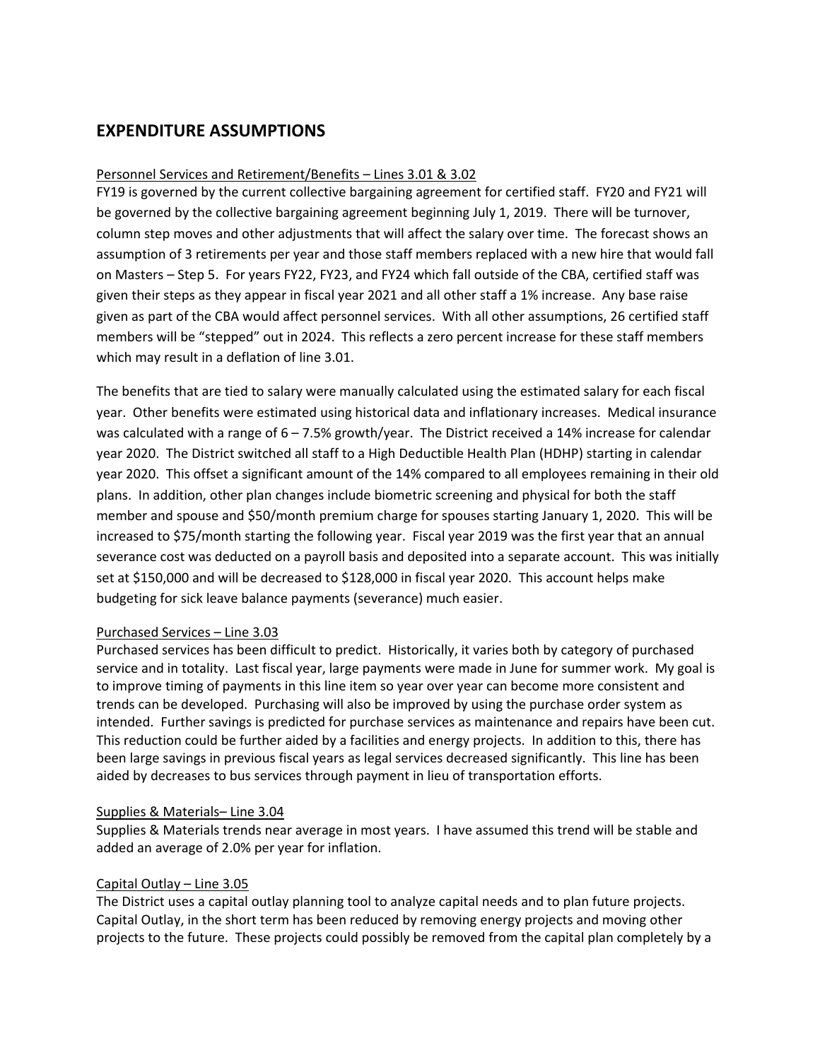## EXPENDITURE ASSUMPTIONS

Personnel Services and Retirement/Benefits – Lines 3.01 & 3.02

FY19 is governed by the current collective bargaining agreement for certified staff. FY20 and FY21 will be governed by the collective bargaining agreement beginning July 1, 2019. There will be turnover, column step moves and other adjustments that will affect the salary over time. The forecast shows an assumption of 3 retirements per year and those staff members replaced with a new hire that would fall on Masters – Step 5. For years FY22, FY23, and FY24 which fall outside of the CBA, certified staff was given their steps as they appear in fiscal year 2021 and all other staff a 1% increase. Any base raise given as part of the CBA would affect personnel services. With all other assumptions, 26 certified staff members will be "stepped" out in 2024. This reflects a zero percent increase for these staff members which may result in a deflation of line 3.01.

The benefits that are tied to salary were manually calculated using the estimated salary for each fiscal year. Other benefits were estimated using historical data and inflationary increases. Medical insurance was calculated with a range of 6 – 7.5% growth/year. The District received a 14% increase for calendar year 2020. The District switched all staff to a High Deductible Health Plan (HDHP) starting in calendar year 2020. This offset a significant amount of the 14% compared to all employees remaining in their old plans. In addition, other plan changes include biometric screening and physical for both the staff member and spouse and $50/month premium charge for spouses starting January 1, 2020. This will be increased to $75/month starting the following year. Fiscal year 2019 was the first year that an annual severance cost was deducted on a payroll basis and deposited into a separate account. This was initially set at $150,000 and will be decreased to $128,000 in fiscal year 2020. This account helps make budgeting for sick leave balance payments (severance) much easier.

Purchased Services – Line 3.03

Purchased services has been difficult to predict. Historically, it varies both by category of purchased service and in totality. Last fiscal year, large payments were made in June for summer work. My goal is to improve timing of payments in this line item so year over year can become more consistent and trends can be developed. Purchasing will also be improved by using the purchase order system as intended. Further savings is predicted for purchase services as maintenance and repairs have been cut. This reduction could be further aided by a facilities and energy projects. In addition to this, there has been large savings in previous fiscal years as legal services decreased significantly. This line has been aided by decreases to bus services through payment in lieu of transportation efforts.

Supplies & Materials– Line 3.04

Supplies & Materials trends near average in most years. I have assumed this trend will be stable and added an average of 2.0% per year for inflation.

Capital Outlay – Line 3.05

The District uses a capital outlay planning tool to analyze capital needs and to plan future projects. Capital Outlay, in the short term has been reduced by removing energy projects and moving other projects to the future. These projects could possibly be removed from the capital plan completely by a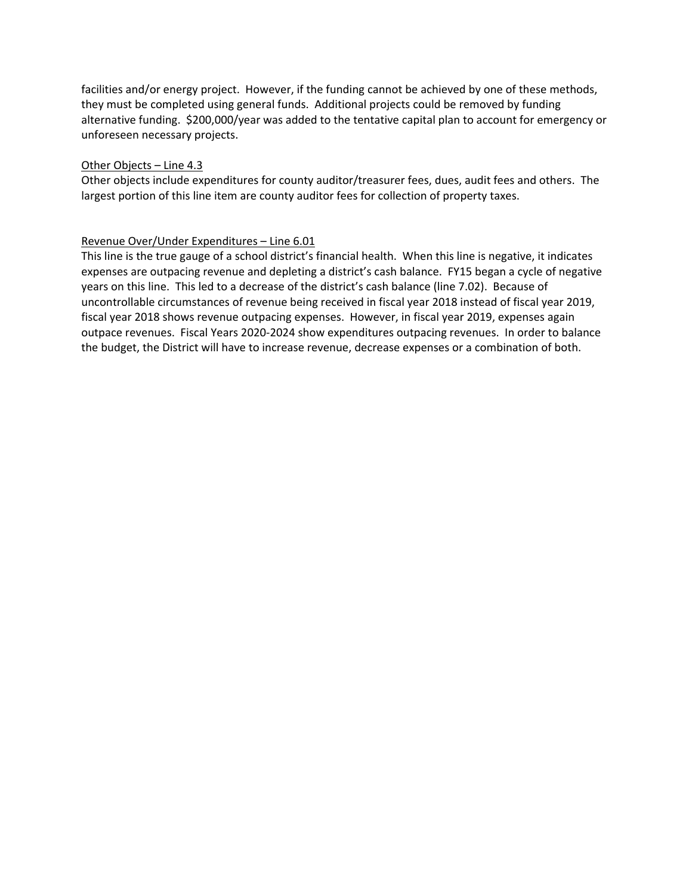facilities and/or energy project. However, if the funding cannot be achieved by one of these methods, they must be completed using general funds. Additional projects could be removed by funding alternative funding. $200,000/year was added to the tentative capital plan to account for emergency or unforeseen necessary projects.

<u>Other Objects – Line 4.3</u>

Other objects include expenditures for county auditor/treasurer fees, dues, audit fees and others. The largest portion of this line item are county auditor fees for collection of property taxes.

<u>Revenue Over/Under Expenditures – Line 6.01</u>

This line is the true gauge of a school district's financial health. When this line is negative, it indicates expenses are outpacing revenue and depleting a district's cash balance. FY15 began a cycle of negative years on this line. This led to a decrease of the district's cash balance (line 7.02). Because of uncontrollable circumstances of revenue being received in fiscal year 2018 instead of fiscal year 2019, fiscal year 2018 shows revenue outpacing expenses. However, in fiscal year 2019, expenses again outpace revenues. Fiscal Years 2020-2024 show expenditures outpacing revenues. In order to balance the budget, the District will have to increase revenue, decrease expenses or a combination of both.